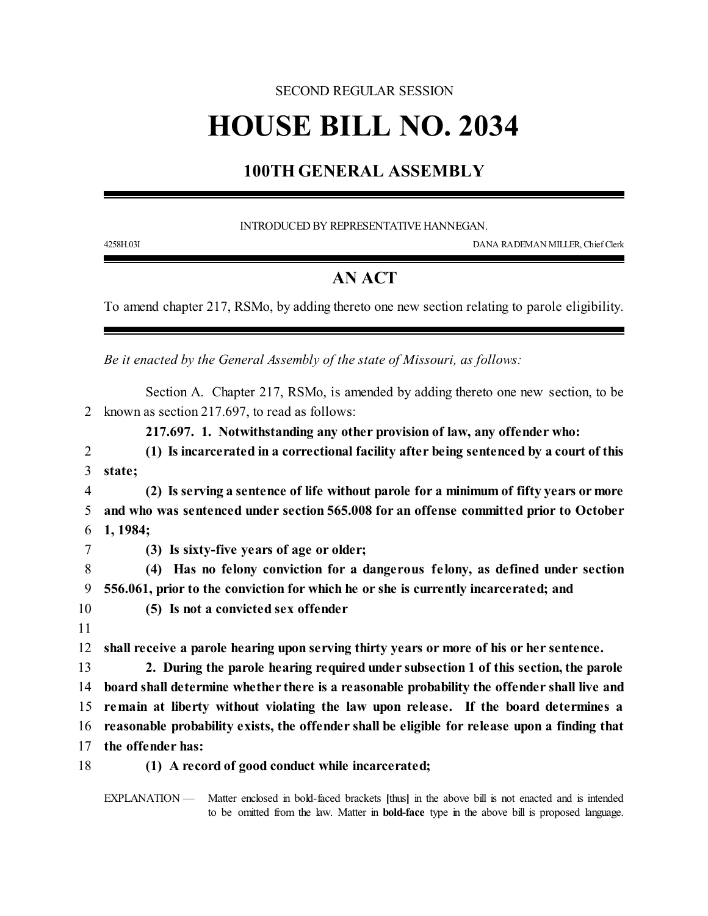SECOND REGULAR SESSION

# HOUSE BILL NO. 2034

## 100TH GENERAL ASSEMBLY

INTRODUCED BY REPRESENTATIVE HANNEGAN.

4258H.03I DANA RADEMAN MILLER, Chief Clerk

## AN ACT

To amend chapter 217, RSMo, by adding thereto one new section relating to parole eligibility.

*Be it enacted by the General Assembly of the state of Missouri, as follows:*

Section A. Chapter 217, RSMo, is amended by adding thereto one new section, to be known as section 217.697, to read as follows:

**217.697. 1. Notwithstanding any other provision of law, any offender who:**

**(1) Is incarcerated in a correctional facility after being sentenced by a court of this state;**

**(2) Is serving a sentence of life without parole for a minimum of fifty years or more and who was sentenced under section 565.008 for an offense committed prior to October 1, 1984;**

**(3) Is sixty-five years of age or older;**

**(4) Has no felony conviction for a dangerous felony, as defined under section 556.061, prior to the conviction for which he or she is currently incarcerated; and**

**(5) Is not a convicted sex offender**

**shall receive a parole hearing upon serving thirty years or more of his or her sentence.**

**2. During the parole hearing required under subsection 1 of this section, the parole board shall determine whether there is a reasonable probability the offender shall live and remain at liberty without violating the law upon release. If the board determines a reasonable probability exists, the offender shall be eligible for release upon a finding that the offender has:**

**(1) A record of good conduct while incarcerated;**

EXPLANATION — Matter enclosed in bold-faced brackets **[**thus**]** in the above bill is not enacted and is intended to be omitted from the law. Matter in **bold-face** type in the above bill is proposed language.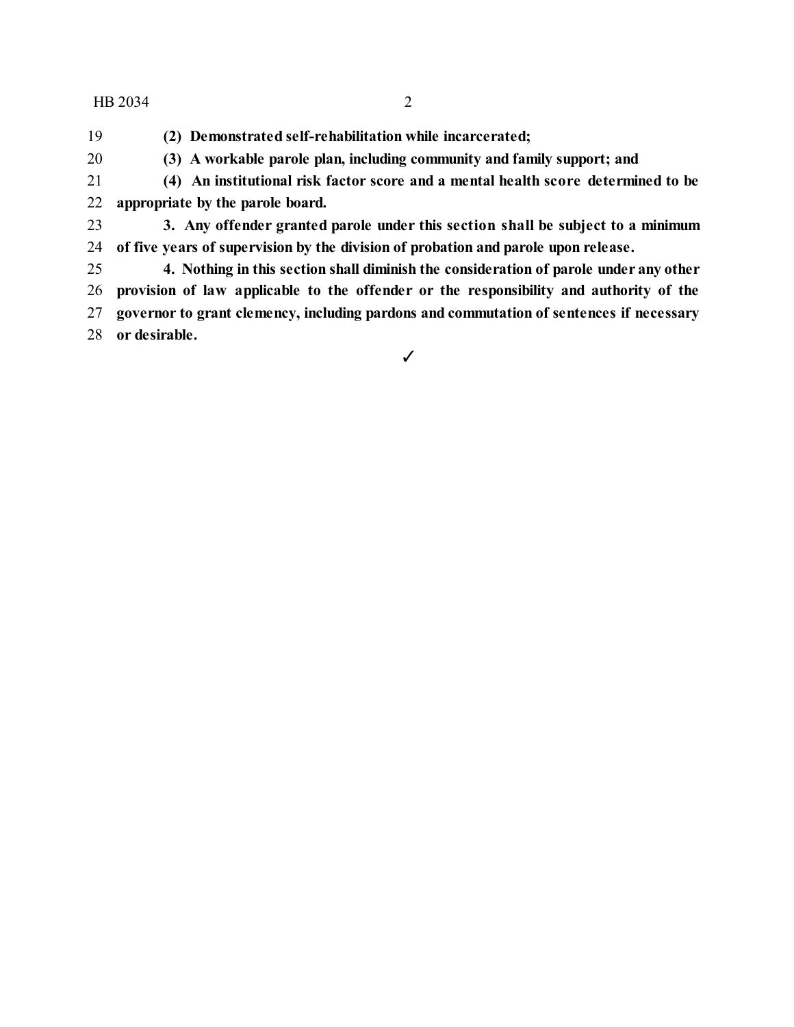**(2) Demonstrated self-rehabilitation while incarcerated;**

**(3) A workable parole plan, including community and family support; and**

**(4) An institutional risk factor score and a mental health score determined to be appropriate by the parole board.**

**3. Any offender granted parole under this section shall be subject to a minimum of five years of supervision by the division of probation and parole upon release.**

**4. Nothing in this section shall diminish the consideration of parole under any other provision of law applicable to the offender or the responsibility and authority of the governor to grant clemency, including pardons and commutation of sentences if necessary or desirable.**

✓